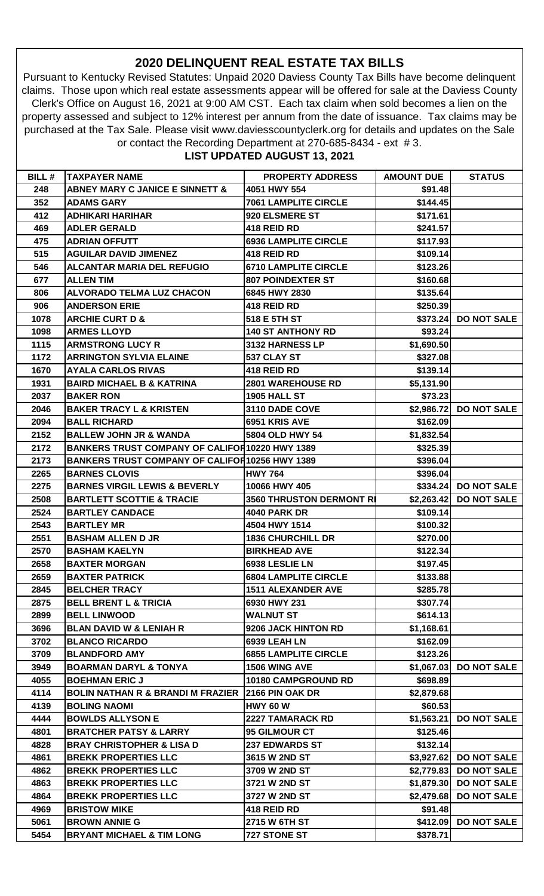# 2020 DELINQUENT REAL ESTATE TAX BILLS

Pursuant to Kentucky Revised Statutes: Unpaid 2020 Daviess County Tax Bills have become delinquent claims. Those upon which real estate assessments appear will be offered for sale at the Daviess County Clerk's Office on August 16, 2021 at 9:00 AM CST. Each tax claim when sold becomes a lien on the property assessed and subject to 12% interest per annum from the date of issuance. Tax claims may be purchased at the Tax Sale. Please visit www.daviesscountyclerk.org for details and updates on the Sale or contact the Recording Department at 270-685-8434 - ext # 3.

**LIST UPDATED AUGUST 13, 2021**

| BILL # | TAXPAYER NAME | PROPERTY ADDRESS | AMOUNT DUE | STATUS |
|---|---|---|---|---|
| 248 | ABNEY MARY C JANICE E SINNETT & | 4051 HWY 554 | $91.48 | |
| 352 | ADAMS GARY | 7061 LAMPLITE CIRCLE | $144.45 | |
| 412 | ADHIKARI HARIHAR | 920 ELSMERE ST | $171.61 | |
| 469 | ADLER GERALD | 418 REID RD | $241.57 | |
| 475 | ADRIAN OFFUTT | 6936 LAMPLITE CIRCLE | $117.93 | |
| 515 | AGUILAR DAVID JIMENEZ | 418 REID RD | $109.14 | |
| 546 | ALCANTAR MARIA DEL REFUGIO | 6710 LAMPLITE CIRCLE | $123.26 | |
| 677 | ALLEN TIM | 807 POINDEXTER ST | $160.68 | |
| 806 | ALVORADO TELMA LUZ CHACON | 6845 HWY 2830 | $135.64 | |
| 906 | ANDERSON ERIE | 418 REID RD | $250.39 | |
| 1078 | ARCHIE CURT D & | 518 E 5TH ST | $373.24 | DO NOT SALE |
| 1098 | ARMES LLOYD | 140 ST ANTHONY RD | $93.24 | |
| 1115 | ARMSTRONG LUCY R | 3132 HARNESS LP | $1,690.50 | |
| 1172 | ARRINGTON SYLVIA ELAINE | 537 CLAY ST | $327.08 | |
| 1670 | AYALA CARLOS RIVAS | 418 REID RD | $139.14 | |
| 1931 | BAIRD MICHAEL B & KATRINA | 2801 WAREHOUSE RD | $5,131.90 | |
| 2037 | BAKER RON | 1905 HALL ST | $73.23 | |
| 2046 | BAKER TRACY L & KRISTEN | 3110 DADE COVE | $2,986.72 | DO NOT SALE |
| 2094 | BALL RICHARD | 6951 KRIS AVE | $162.09 | |
| 2152 | BALLEW JOHN JR & WANDA | 5804 OLD HWY 54 | $1,832.54 | |
| 2172 | BANKERS TRUST COMPANY OF CALIFOR | 10220 HWY 1389 | $325.39 | |
| 2173 | BANKERS TRUST COMPANY OF CALIFOR | 10256 HWY 1389 | $396.04 | |
| 2265 | BARNES CLOVIS | HWY 764 | $396.04 | |
| 2275 | BARNES VIRGIL LEWIS & BEVERLY | 10066 HWY 405 | $334.24 | DO NOT SALE |
| 2508 | BARTLETT SCOTTIE & TRACIE | 3560 THRUSTON DERMONT RI | $2,263.42 | DO NOT SALE |
| 2524 | BARTLEY CANDACE | 4040 PARK DR | $109.14 | |
| 2543 | BARTLEY MR | 4504 HWY 1514 | $100.32 | |
| 2551 | BASHAM ALLEN D JR | 1836 CHURCHILL DR | $270.00 | |
| 2570 | BASHAM KAELYN | BIRKHEAD AVE | $122.34 | |
| 2658 | BAXTER MORGAN | 6938 LESLIE LN | $197.45 | |
| 2659 | BAXTER PATRICK | 6804 LAMPLITE CIRCLE | $133.88 | |
| 2845 | BELCHER TRACY | 1511 ALEXANDER AVE | $285.78 | |
| 2875 | BELL BRENT L & TRICIA | 6930 HWY 231 | $307.74 | |
| 2899 | BELL LINWOOD | WALNUT ST | $614.13 | |
| 3696 | BLAN DAVID W & LENIAH R | 9206 JACK HINTON RD | $1,168.61 | |
| 3702 | BLANCO RICARDO | 6939 LEAH LN | $162.09 | |
| 3709 | BLANDFORD AMY | 6855 LAMPLITE CIRCLE | $123.26 | |
| 3949 | BOARMAN DARYL & TONYA | 1506 WING AVE | $1,067.03 | DO NOT SALE |
| 4055 | BOEHMAN ERIC J | 10180 CAMPGROUND RD | $698.89 | |
| 4114 | BOLIN NATHAN R & BRANDI M FRAZIER | 2166 PIN OAK DR | $2,879.68 | |
| 4139 | BOLING NAOMI | HWY 60 W | $60.53 | |
| 4444 | BOWLDS ALLYSON E | 2227 TAMARACK RD | $1,563.21 | DO NOT SALE |
| 4801 | BRATCHER PATSY & LARRY | 95 GILMOUR CT | $125.46 | |
| 4828 | BRAY CHRISTOPHER & LISA D | 237 EDWARDS ST | $132.14 | |
| 4861 | BREKK PROPERTIES LLC | 3615 W 2ND ST | $3,927.62 | DO NOT SALE |
| 4862 | BREKK PROPERTIES LLC | 3709 W 2ND ST | $2,779.83 | DO NOT SALE |
| 4863 | BREKK PROPERTIES LLC | 3721 W 2ND ST | $1,879.30 | DO NOT SALE |
| 4864 | BREKK PROPERTIES LLC | 3727 W 2ND ST | $2,479.68 | DO NOT SALE |
| 4969 | BRISTOW MIKE | 418 REID RD | $91.48 | |
| 5061 | BROWN ANNIE G | 2715 W 6TH ST | $412.09 | DO NOT SALE |
| 5454 | BRYANT MICHAEL & TIM LONG | 727 STONE ST | $378.71 | |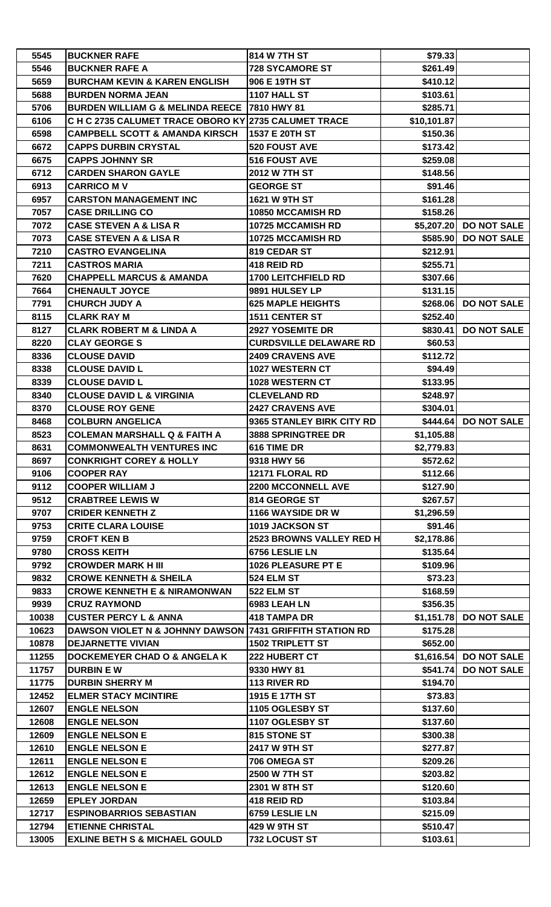| | | | | |
|---|---|---|---|---|
| 5545 | BUCKNER RAFE | 814 W 7TH ST | $79.33 | |
| 5546 | BUCKNER RAFE A | 728 SYCAMORE ST | $261.49 | |
| 5659 | BURCHAM KEVIN & KAREN ENGLISH | 906 E 19TH ST | $410.12 | |
| 5688 | BURDEN NORMA JEAN | 1107 HALL ST | $103.61 | |
| 5706 | BURDEN WILLIAM G & MELINDA REECE | 7810 HWY 81 | $285.71 | |
| 6106 | C H C 2735 CALUMET TRACE OBORO KY | 2735 CALUMET TRACE | $10,101.87 | |
| 6598 | CAMPBELL SCOTT & AMANDA KIRSCH | 1537 E 20TH ST | $150.36 | |
| 6672 | CAPPS DURBIN CRYSTAL | 520 FOUST AVE | $173.42 | |
| 6675 | CAPPS JOHNNY SR | 516 FOUST AVE | $259.08 | |
| 6712 | CARDEN SHARON GAYLE | 2012 W 7TH ST | $148.56 | |
| 6913 | CARRICO M V | GEORGE ST | $91.46 | |
| 6957 | CARSTON MANAGEMENT INC | 1621 W 9TH ST | $161.28 | |
| 7057 | CASE DRILLING CO | 10850 MCCAMISH RD | $158.26 | |
| 7072 | CASE STEVEN A & LISA R | 10725 MCCAMISH RD | $5,207.20 | DO NOT SALE |
| 7073 | CASE STEVEN A & LISA R | 10725 MCCAMISH RD | $585.90 | DO NOT SALE |
| 7210 | CASTRO EVANGELINA | 819 CEDAR ST | $212.91 | |
| 7211 | CASTROS MARIA | 418 REID RD | $255.71 | |
| 7620 | CHAPPELL MARCUS & AMANDA | 1700 LEITCHFIELD RD | $307.66 | |
| 7664 | CHENAULT JOYCE | 9891 HULSEY LP | $131.15 | |
| 7791 | CHURCH JUDY A | 625 MAPLE HEIGHTS | $268.06 | DO NOT SALE |
| 8115 | CLARK RAY M | 1511 CENTER ST | $252.40 | |
| 8127 | CLARK ROBERT M & LINDA A | 2927 YOSEMITE DR | $830.41 | DO NOT SALE |
| 8220 | CLAY GEORGE S | CURDSVILLE DELAWARE RD | $60.53 | |
| 8336 | CLOUSE DAVID | 2409 CRAVENS AVE | $112.72 | |
| 8338 | CLOUSE DAVID L | 1027 WESTERN CT | $94.49 | |
| 8339 | CLOUSE DAVID L | 1028 WESTERN CT | $133.95 | |
| 8340 | CLOUSE DAVID L & VIRGINIA | CLEVELAND RD | $248.97 | |
| 8370 | CLOUSE ROY GENE | 2427 CRAVENS AVE | $304.01 | |
| 8468 | COLBURN ANGELICA | 9365 STANLEY BIRK CITY RD | $444.64 | DO NOT SALE |
| 8523 | COLEMAN MARSHALL Q & FAITH A | 3888 SPRINGTREE DR | $1,105.88 | |
| 8631 | COMMONWEALTH VENTURES INC | 616 TIME DR | $2,779.83 | |
| 8697 | CONKRIGHT COREY & HOLLY | 9318 HWY 56 | $572.62 | |
| 9106 | COOPER RAY | 12171 FLORAL RD | $112.66 | |
| 9112 | COOPER WILLIAM J | 2200 MCCONNELL AVE | $127.90 | |
| 9512 | CRABTREE LEWIS W | 814 GEORGE ST | $267.57 | |
| 9707 | CRIDER KENNETH Z | 1166 WAYSIDE DR W | $1,296.59 | |
| 9753 | CRITE CLARA LOUISE | 1019 JACKSON ST | $91.46 | |
| 9759 | CROFT KEN B | 2523 BROWNS VALLEY RED H | $2,178.86 | |
| 9780 | CROSS KEITH | 6756 LESLIE LN | $135.64 | |
| 9792 | CROWDER MARK H III | 1026 PLEASURE PT E | $109.96 | |
| 9832 | CROWE KENNETH & SHEILA | 524 ELM ST | $73.23 | |
| 9833 | CROWE KENNETH E & NIRAMONWAN | 522 ELM ST | $168.59 | |
| 9939 | CRUZ RAYMOND | 6983 LEAH LN | $356.35 | |
| 10038 | CUSTER PERCY L & ANNA | 418 TAMPA DR | $1,151.78 | DO NOT SALE |
| 10623 | DAWSON VIOLET N & JOHNNY DAWSON | 7431 GRIFFITH STATION RD | $175.28 | |
| 10878 | DEJARNETTE VIVIAN | 1502 TRIPLETT ST | $652.00 | |
| 11255 | DOCKEMEYER CHAD O & ANGELA K | 222 HUBERT CT | $1,616.54 | DO NOT SALE |
| 11757 | DURBIN E W | 9330 HWY 81 | $541.74 | DO NOT SALE |
| 11775 | DURBIN SHERRY M | 113 RIVER RD | $194.70 | |
| 12452 | ELMER STACY MCINTIRE | 1915 E 17TH ST | $73.83 | |
| 12607 | ENGLE NELSON | 1105 OGLESBY ST | $137.60 | |
| 12608 | ENGLE NELSON | 1107 OGLESBY ST | $137.60 | |
| 12609 | ENGLE NELSON E | 815 STONE ST | $300.38 | |
| 12610 | ENGLE NELSON E | 2417 W 9TH ST | $277.87 | |
| 12611 | ENGLE NELSON E | 706 OMEGA ST | $209.26 | |
| 12612 | ENGLE NELSON E | 2500 W 7TH ST | $203.82 | |
| 12613 | ENGLE NELSON E | 2301 W 8TH ST | $120.60 | |
| 12659 | EPLEY JORDAN | 418 REID RD | $103.84 | |
| 12717 | ESPINOBARRIOS SEBASTIAN | 6759 LESLIE LN | $215.09 | |
| 12794 | ETIENNE CHRISTAL | 429 W 9TH ST | $510.47 | |
| 13005 | EXLINE BETH S & MICHAEL GOULD | 732 LOCUST ST | $103.61 | |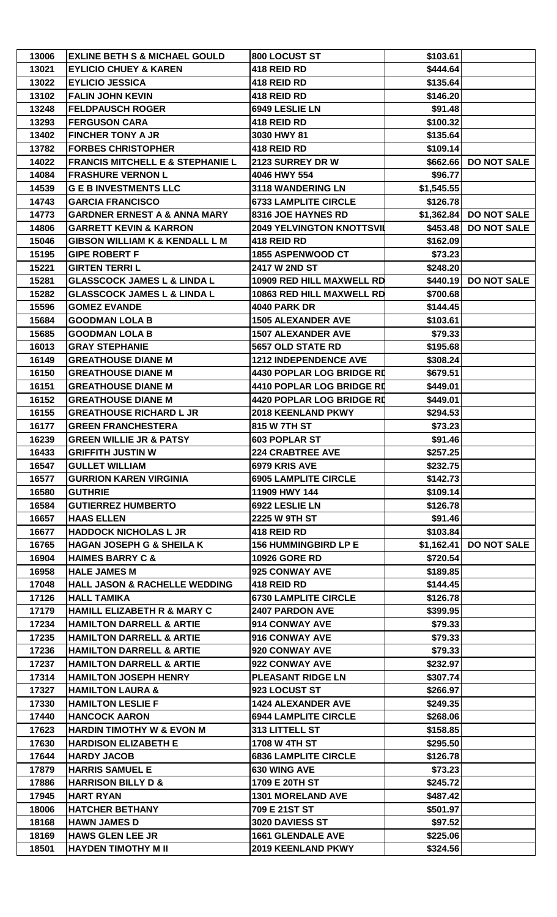| | | | | |
|---|---|---|---|---|
| 13006 | EXLINE BETH S & MICHAEL GOULD | 800 LOCUST ST | $103.61 | |
| 13021 | EYLICIO CHUEY & KAREN | 418 REID RD | $444.64 | |
| 13022 | EYLICIO JESSICA | 418 REID RD | $135.64 | |
| 13102 | FALIN JOHN KEVIN | 418 REID RD | $146.20 | |
| 13248 | FELDPAUSCH ROGER | 6949 LESLIE LN | $91.48 | |
| 13293 | FERGUSON CARA | 418 REID RD | $100.32 | |
| 13402 | FINCHER TONY A JR | 3030 HWY 81 | $135.64 | |
| 13782 | FORBES CHRISTOPHER | 418 REID RD | $109.14 | |
| 14022 | FRANCIS MITCHELL E & STEPHANIE L | 2123 SURREY DR W | $662.66 | DO NOT SALE |
| 14084 | FRASHURE VERNON L | 4046 HWY 554 | $96.77 | |
| 14539 | G E B INVESTMENTS LLC | 3118 WANDERING LN | $1,545.55 | |
| 14743 | GARCIA FRANCISCO | 6733 LAMPLITE CIRCLE | $126.78 | |
| 14773 | GARDNER ERNEST A & ANNA MARY | 8316 JOE HAYNES RD | $1,362.84 | DO NOT SALE |
| 14806 | GARRETT KEVIN & KARRON | 2049 YELVINGTON KNOTTSVIL | $453.48 | DO NOT SALE |
| 15046 | GIBSON WILLIAM K & KENDALL L M | 418 REID RD | $162.09 | |
| 15195 | GIPE ROBERT F | 1855 ASPENWOOD CT | $73.23 | |
| 15221 | GIRTEN TERRI L | 2417 W 2ND ST | $248.20 | |
| 15281 | GLASSCOCK JAMES L & LINDA L | 10909 RED HILL MAXWELL RD | $440.19 | DO NOT SALE |
| 15282 | GLASSCOCK JAMES L & LINDA L | 10863 RED HILL MAXWELL RD | $700.68 | |
| 15596 | GOMEZ EVANDE | 4040 PARK DR | $144.45 | |
| 15684 | GOODMAN LOLA B | 1505 ALEXANDER AVE | $103.61 | |
| 15685 | GOODMAN LOLA B | 1507 ALEXANDER AVE | $79.33 | |
| 16013 | GRAY STEPHANIE | 5657 OLD STATE RD | $195.68 | |
| 16149 | GREATHOUSE DIANE M | 1212 INDEPENDENCE AVE | $308.24 | |
| 16150 | GREATHOUSE DIANE M | 4430 POPLAR LOG BRIDGE RD | $679.51 | |
| 16151 | GREATHOUSE DIANE M | 4410 POPLAR LOG BRIDGE RD | $449.01 | |
| 16152 | GREATHOUSE DIANE M | 4420 POPLAR LOG BRIDGE RD | $449.01 | |
| 16155 | GREATHOUSE RICHARD L JR | 2018 KEENLAND PKWY | $294.53 | |
| 16177 | GREEN FRANCHESTERA | 815 W 7TH ST | $73.23 | |
| 16239 | GREEN WILLIE JR & PATSY | 603 POPLAR ST | $91.46 | |
| 16433 | GRIFFITH JUSTIN W | 224 CRABTREE AVE | $257.25 | |
| 16547 | GULLET WILLIAM | 6979 KRIS AVE | $232.75 | |
| 16577 | GURRION KAREN VIRGINIA | 6905 LAMPLITE CIRCLE | $142.73 | |
| 16580 | GUTHRIE | 11909 HWY 144 | $109.14 | |
| 16584 | GUTIERREZ HUMBERTO | 6922 LESLIE LN | $126.78 | |
| 16657 | HAAS ELLEN | 2225 W 9TH ST | $91.46 | |
| 16677 | HADDOCK NICHOLAS L JR | 418 REID RD | $103.84 | |
| 16765 | HAGAN JOSEPH G & SHEILA K | 156 HUMMINGBIRD LP E | $1,162.41 | DO NOT SALE |
| 16904 | HAIMES BARRY C & | 10926 GORE RD | $720.54 | |
| 16958 | HALE JAMES M | 925 CONWAY AVE | $189.85 | |
| 17048 | HALL JASON & RACHELLE WEDDING | 418 REID RD | $144.45 | |
| 17126 | HALL TAMIKA | 6730 LAMPLITE CIRCLE | $126.78 | |
| 17179 | HAMILL ELIZABETH R & MARY C | 2407 PARDON AVE | $399.95 | |
| 17234 | HAMILTON DARRELL & ARTIE | 914 CONWAY AVE | $79.33 | |
| 17235 | HAMILTON DARRELL & ARTIE | 916 CONWAY AVE | $79.33 | |
| 17236 | HAMILTON DARRELL & ARTIE | 920 CONWAY AVE | $79.33 | |
| 17237 | HAMILTON DARRELL & ARTIE | 922 CONWAY AVE | $232.97 | |
| 17314 | HAMILTON JOSEPH HENRY | PLEASANT RIDGE LN | $307.74 | |
| 17327 | HAMILTON LAURA & | 923 LOCUST ST | $266.97 | |
| 17330 | HAMILTON LESLIE F | 1424 ALEXANDER AVE | $249.35 | |
| 17440 | HANCOCK AARON | 6944 LAMPLITE CIRCLE | $268.06 | |
| 17623 | HARDIN TIMOTHY W & EVON M | 313 LITTELL ST | $158.85 | |
| 17630 | HARDISON ELIZABETH E | 1708 W 4TH ST | $295.50 | |
| 17644 | HARDY JACOB | 6836 LAMPLITE CIRCLE | $126.78 | |
| 17879 | HARRIS SAMUEL E | 630 WING AVE | $73.23 | |
| 17886 | HARRISON BILLY D & | 1709 E 20TH ST | $245.72 | |
| 17945 | HART RYAN | 1301 MORELAND AVE | $487.42 | |
| 18006 | HATCHER BETHANY | 709 E 21ST ST | $501.97 | |
| 18168 | HAWN JAMES D | 3020 DAVIESS ST | $97.52 | |
| 18169 | HAWS GLEN LEE JR | 1661 GLENDALE AVE | $225.06 | |
| 18501 | HAYDEN TIMOTHY M II | 2019 KEENLAND PKWY | $324.56 | |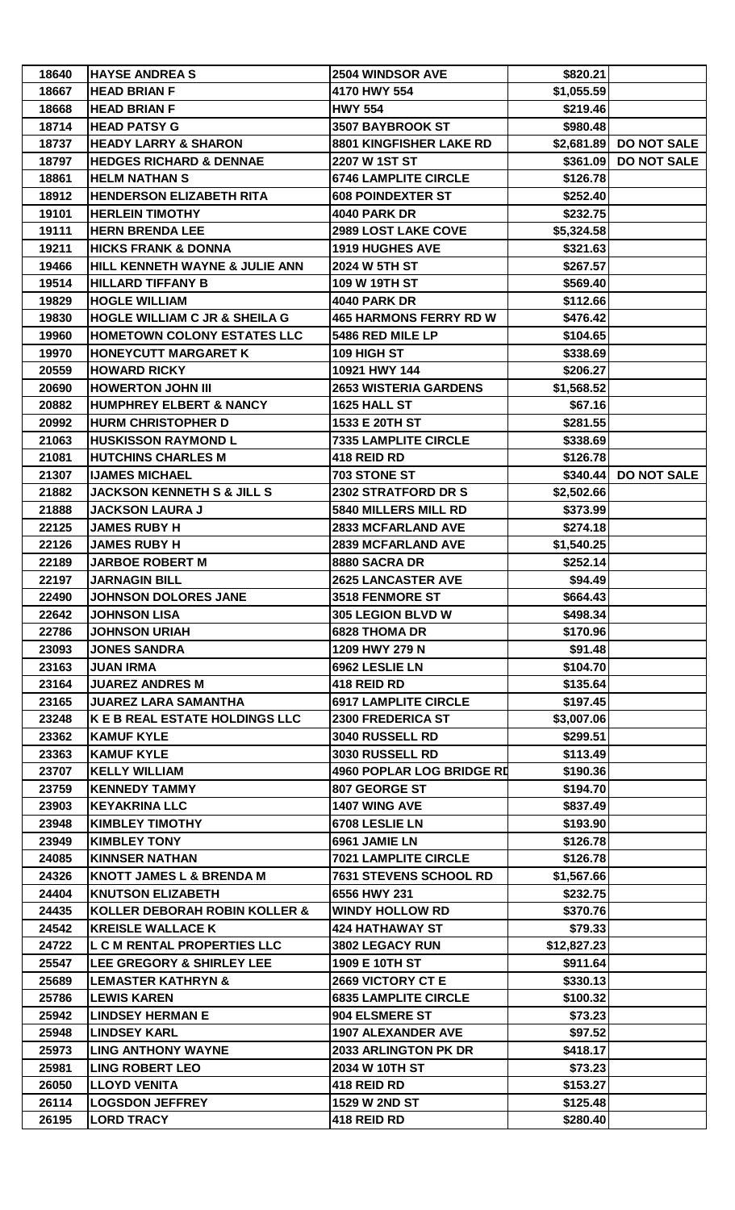| | | | | |
|---|---|---|---|---|
| 18640 | HAYSE ANDREA S | 2504 WINDSOR AVE | $820.21 | |
| 18667 | HEAD BRIAN F | 4170 HWY 554 | $1,055.59 | |
| 18668 | HEAD BRIAN F | HWY 554 | $219.46 | |
| 18714 | HEAD PATSY G | 3507 BAYBROOK ST | $980.48 | |
| 18737 | HEADY LARRY & SHARON | 8801 KINGFISHER LAKE RD | $2,681.89 | DO NOT SALE |
| 18797 | HEDGES RICHARD & DENNAE | 2207 W 1ST ST | $361.09 | DO NOT SALE |
| 18861 | HELM NATHAN S | 6746 LAMPLITE CIRCLE | $126.78 | |
| 18912 | HENDERSON ELIZABETH RITA | 608 POINDEXTER ST | $252.40 | |
| 19101 | HERLEIN TIMOTHY | 4040 PARK DR | $232.75 | |
| 19111 | HERN BRENDA LEE | 2989 LOST LAKE COVE | $5,324.58 | |
| 19211 | HICKS FRANK & DONNA | 1919 HUGHES AVE | $321.63 | |
| 19466 | HILL KENNETH WAYNE & JULIE ANN | 2024 W 5TH ST | $267.57 | |
| 19514 | HILLARD TIFFANY B | 109 W 19TH ST | $569.40 | |
| 19829 | HOGLE WILLIAM | 4040 PARK DR | $112.66 | |
| 19830 | HOGLE WILLIAM C JR & SHEILA G | 465 HARMONS FERRY RD W | $476.42 | |
| 19960 | HOMETOWN COLONY ESTATES LLC | 5486 RED MILE LP | $104.65 | |
| 19970 | HONEYCUTT MARGARET K | 109 HIGH ST | $338.69 | |
| 20559 | HOWARD RICKY | 10921 HWY 144 | $206.27 | |
| 20690 | HOWERTON JOHN III | 2653 WISTERIA GARDENS | $1,568.52 | |
| 20882 | HUMPHREY ELBERT & NANCY | 1625 HALL ST | $67.16 | |
| 20992 | HURM CHRISTOPHER D | 1533 E 20TH ST | $281.55 | |
| 21063 | HUSKISSON RAYMOND L | 7335 LAMPLITE CIRCLE | $338.69 | |
| 21081 | HUTCHINS CHARLES M | 418 REID RD | $126.78 | |
| 21307 | IJAMES MICHAEL | 703 STONE ST | $340.44 | DO NOT SALE |
| 21882 | JACKSON KENNETH S & JILL S | 2302 STRATFORD DR S | $2,502.66 | |
| 21888 | JACKSON LAURA J | 5840 MILLERS MILL RD | $373.99 | |
| 22125 | JAMES RUBY H | 2833 MCFARLAND AVE | $274.18 | |
| 22126 | JAMES RUBY H | 2839 MCFARLAND AVE | $1,540.25 | |
| 22189 | JARBOE ROBERT M | 8880 SACRA DR | $252.14 | |
| 22197 | JARNAGIN BILL | 2625 LANCASTER AVE | $94.49 | |
| 22490 | JOHNSON DOLORES JANE | 3518 FENMORE ST | $664.43 | |
| 22642 | JOHNSON LISA | 305 LEGION BLVD W | $498.34 | |
| 22786 | JOHNSON URIAH | 6828 THOMA DR | $170.96 | |
| 23093 | JONES SANDRA | 1209 HWY 279 N | $91.48 | |
| 23163 | JUAN IRMA | 6962 LESLIE LN | $104.70 | |
| 23164 | JUAREZ ANDRES M | 418 REID RD | $135.64 | |
| 23165 | JUAREZ LARA SAMANTHA | 6917 LAMPLITE CIRCLE | $197.45 | |
| 23248 | K E B REAL ESTATE HOLDINGS LLC | 2300 FREDERICA ST | $3,007.06 | |
| 23362 | KAMUF KYLE | 3040 RUSSELL RD | $299.51 | |
| 23363 | KAMUF KYLE | 3030 RUSSELL RD | $113.49 | |
| 23707 | KELLY WILLIAM | 4960 POPLAR LOG BRIDGE RD | $190.36 | |
| 23759 | KENNEDY TAMMY | 807 GEORGE ST | $194.70 | |
| 23903 | KEYAKRINA LLC | 1407 WING AVE | $837.49 | |
| 23948 | KIMBLEY TIMOTHY | 6708 LESLIE LN | $193.90 | |
| 23949 | KIMBLEY TONY | 6961 JAMIE LN | $126.78 | |
| 24085 | KINNSER NATHAN | 7021 LAMPLITE CIRCLE | $126.78 | |
| 24326 | KNOTT JAMES L & BRENDA M | 7631 STEVENS SCHOOL RD | $1,567.66 | |
| 24404 | KNUTSON ELIZABETH | 6556 HWY 231 | $232.75 | |
| 24435 | KOLLER DEBORAH ROBIN KOLLER & | WINDY HOLLOW RD | $370.76 | |
| 24542 | KREISLE WALLACE K | 424 HATHAWAY ST | $79.33 | |
| 24722 | L C M RENTAL PROPERTIES LLC | 3802 LEGACY RUN | $12,827.23 | |
| 25547 | LEE GREGORY & SHIRLEY LEE | 1909 E 10TH ST | $911.64 | |
| 25689 | LEMASTER KATHRYN & | 2669 VICTORY CT E | $330.13 | |
| 25786 | LEWIS KAREN | 6835 LAMPLITE CIRCLE | $100.32 | |
| 25942 | LINDSEY HERMAN E | 904 ELSMERE ST | $73.23 | |
| 25948 | LINDSEY KARL | 1907 ALEXANDER AVE | $97.52 | |
| 25973 | LING ANTHONY WAYNE | 2033 ARLINGTON PK DR | $418.17 | |
| 25981 | LING ROBERT LEO | 2034 W 10TH ST | $73.23 | |
| 26050 | LLOYD VENITA | 418 REID RD | $153.27 | |
| 26114 | LOGSDON JEFFREY | 1529 W 2ND ST | $125.48 | |
| 26195 | LORD TRACY | 418 REID RD | $280.40 | |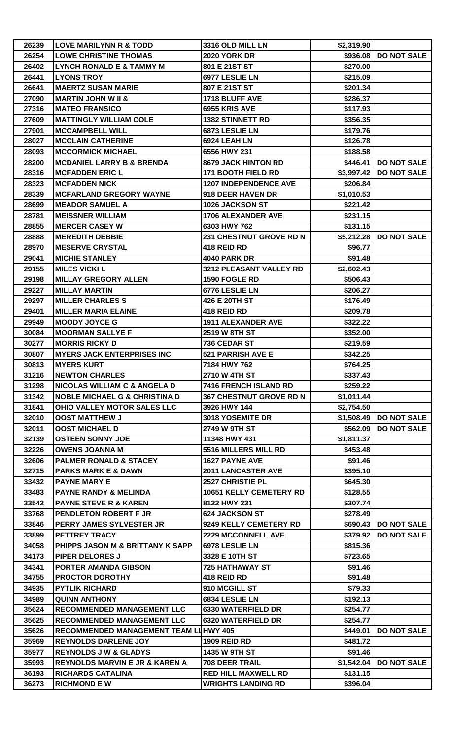| | | | | |
|---|---|---|---|---|
| 26239 | LOVE MARILYNN R & TODD | 3316 OLD MILL LN | $2,319.90 | |
| 26254 | LOWE CHRISTINE THOMAS | 2020 YORK DR | $936.08 | DO NOT SALE |
| 26402 | LYNCH RONALD E & TAMMY M | 801 E 21ST ST | $270.00 | |
| 26441 | LYONS TROY | 6977 LESLIE LN | $215.09 | |
| 26641 | MAERTZ SUSAN MARIE | 807 E 21ST ST | $201.34 | |
| 27090 | MARTIN JOHN W II & | 1718 BLUFF AVE | $286.37 | |
| 27316 | MATEO FRANSICO | 6955 KRIS AVE | $117.93 | |
| 27609 | MATTINGLY WILLIAM COLE | 1382 STINNETT RD | $356.35 | |
| 27901 | MCCAMPBELL WILL | 6873 LESLIE LN | $179.76 | |
| 28027 | MCCLAIN CATHERINE | 6924 LEAH LN | $126.78 | |
| 28093 | MCCORMICK MICHAEL | 6556 HWY 231 | $188.58 | |
| 28200 | MCDANIEL LARRY B & BRENDA | 8679 JACK HINTON RD | $446.41 | DO NOT SALE |
| 28316 | MCFADDEN ERIC L | 171 BOOTH FIELD RD | $3,997.42 | DO NOT SALE |
| 28323 | MCFADDEN NICK | 1207 INDEPENDENCE AVE | $206.84 | |
| 28339 | MCFARLAND GREGORY WAYNE | 918 DEER HAVEN DR | $1,010.53 | |
| 28699 | MEADOR SAMUEL A | 1026 JACKSON ST | $221.42 | |
| 28781 | MEISSNER WILLIAM | 1706 ALEXANDER AVE | $231.15 | |
| 28855 | MERCER CASEY W | 6303 HWY 762 | $131.15 | |
| 28888 | MEREDITH DEBBIE | 231 CHESTNUT GROVE RD N | $5,212.28 | DO NOT SALE |
| 28970 | MESERVE CRYSTAL | 418 REID RD | $96.77 | |
| 29041 | MICHIE STANLEY | 4040 PARK DR | $91.48 | |
| 29155 | MILES VICKI L | 3212 PLEASANT VALLEY RD | $2,602.43 | |
| 29198 | MILLAY GREGORY ALLEN | 1590 FOGLE RD | $506.43 | |
| 29227 | MILLAY MARTIN | 6776 LESLIE LN | $206.27 | |
| 29297 | MILLER CHARLES S | 426 E 20TH ST | $176.49 | |
| 29401 | MILLER MARIA ELAINE | 418 REID RD | $209.78 | |
| 29949 | MOODY JOYCE G | 1911 ALEXANDER AVE | $322.22 | |
| 30084 | MOORMAN SALLYE F | 2519 W 8TH ST | $352.00 | |
| 30277 | MORRIS RICKY D | 736 CEDAR ST | $219.59 | |
| 30807 | MYERS JACK ENTERPRISES INC | 521 PARRISH AVE E | $342.25 | |
| 30813 | MYERS KURT | 7184 HWY 762 | $764.25 | |
| 31216 | NEWTON CHARLES | 2710 W 4TH ST | $337.43 | |
| 31298 | NICOLAS WILLIAM C & ANGELA D | 7416 FRENCH ISLAND RD | $259.22 | |
| 31342 | NOBLE MICHAEL G & CHRISTINA D | 367 CHESTNUT GROVE RD N | $1,011.44 | |
| 31841 | OHIO VALLEY MOTOR SALES LLC | 3926 HWY 144 | $2,754.50 | |
| 32010 | OOST MATTHEW J | 3018 YOSEMITE DR | $1,508.49 | DO NOT SALE |
| 32011 | OOST MICHAEL D | 2749 W 9TH ST | $562.09 | DO NOT SALE |
| 32139 | OSTEEN SONNY JOE | 11348 HWY 431 | $1,811.37 | |
| 32226 | OWENS JOANNA M | 5516 MILLERS MILL RD | $453.48 | |
| 32606 | PALMER RONALD & STACEY | 1627 PAYNE AVE | $91.46 | |
| 32715 | PARKS MARK E & DAWN | 2011 LANCASTER AVE | $395.10 | |
| 33432 | PAYNE MARY E | 2527 CHRISTIE PL | $645.30 | |
| 33483 | PAYNE RANDY & MELINDA | 10651 KELLY CEMETERY RD | $128.55 | |
| 33542 | PAYNE STEVE R & KAREN | 8122 HWY 231 | $307.74 | |
| 33768 | PENDLETON ROBERT F JR | 624 JACKSON ST | $278.49 | |
| 33846 | PERRY JAMES SYLVESTER JR | 9249 KELLY CEMETERY RD | $690.43 | DO NOT SALE |
| 33899 | PETTREY TRACY | 2229 MCCONNELL AVE | $379.92 | DO NOT SALE |
| 34058 | PHIPPS JASON M & BRITTANY K SAPP | 6978 LESLIE LN | $815.36 | |
| 34173 | PIPER DELORES J | 3328 E 10TH ST | $723.65 | |
| 34341 | PORTER AMANDA GIBSON | 725 HATHAWAY ST | $91.46 | |
| 34755 | PROCTOR DOROTHY | 418 REID RD | $91.48 | |
| 34935 | PYTLIK RICHARD | 910 MCGILL ST | $79.33 | |
| 34989 | QUINN ANTHONY | 6834 LESLIE LN | $192.13 | |
| 35624 | RECOMMENDED MANAGEMENT LLC | 6330 WATERFIELD DR | $254.77 | |
| 35625 | RECOMMENDED MANAGEMENT LLC | 6320 WATERFIELD DR | $254.77 | |
| 35626 | RECOMMENDED MANAGEMENT TEAM LL | HWY 405 | $449.01 | DO NOT SALE |
| 35969 | REYNOLDS DARLENE JOY | 1909 REID RD | $481.72 | |
| 35977 | REYNOLDS J W & GLADYS | 1435 W 9TH ST | $91.46 | |
| 35993 | REYNOLDS MARVIN E JR & KAREN A | 708 DEER TRAIL | $1,542.04 | DO NOT SALE |
| 36193 | RICHARDS CATALINA | RED HILL MAXWELL RD | $131.15 | |
| 36273 | RICHMOND E W | WRIGHTS LANDING RD | $396.04 | |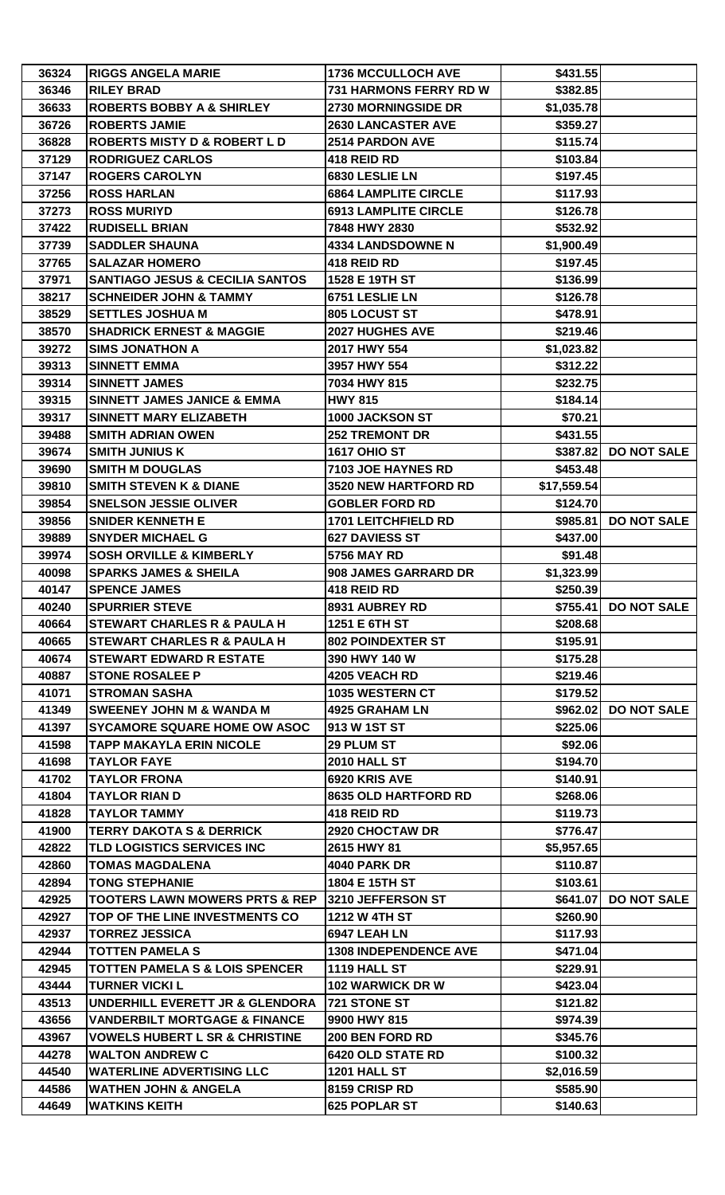| | | | | |
|---|---|---|---|---|
| 36324 | RIGGS ANGELA MARIE | 1736 MCCULLOCH AVE | $431.55 | |
| 36346 | RILEY BRAD | 731 HARMONS FERRY RD W | $382.85 | |
| 36633 | ROBERTS BOBBY A & SHIRLEY | 2730 MORNINGSIDE DR | $1,035.78 | |
| 36726 | ROBERTS JAMIE | 2630 LANCASTER AVE | $359.27 | |
| 36828 | ROBERTS MISTY D & ROBERT L D | 2514 PARDON AVE | $115.74 | |
| 37129 | RODRIGUEZ CARLOS | 418 REID RD | $103.84 | |
| 37147 | ROGERS CAROLYN | 6830 LESLIE LN | $197.45 | |
| 37256 | ROSS HARLAN | 6864 LAMPLITE CIRCLE | $117.93 | |
| 37273 | ROSS MURIYD | 6913 LAMPLITE CIRCLE | $126.78 | |
| 37422 | RUDISELL BRIAN | 7848 HWY 2830 | $532.92 | |
| 37739 | SADDLER SHAUNA | 4334 LANDSDOWNE N | $1,900.49 | |
| 37765 | SALAZAR HOMERO | 418 REID RD | $197.45 | |
| 37971 | SANTIAGO JESUS & CECILIA SANTOS | 1528 E 19TH ST | $136.99 | |
| 38217 | SCHNEIDER JOHN & TAMMY | 6751 LESLIE LN | $126.78 | |
| 38529 | SETTLES JOSHUA M | 805 LOCUST ST | $478.91 | |
| 38570 | SHADRICK ERNEST & MAGGIE | 2027 HUGHES AVE | $219.46 | |
| 39272 | SIMS JONATHON A | 2017 HWY 554 | $1,023.82 | |
| 39313 | SINNETT EMMA | 3957 HWY 554 | $312.22 | |
| 39314 | SINNETT JAMES | 7034 HWY 815 | $232.75 | |
| 39315 | SINNETT JAMES JANICE & EMMA | HWY 815 | $184.14 | |
| 39317 | SINNETT MARY ELIZABETH | 1000 JACKSON ST | $70.21 | |
| 39488 | SMITH ADRIAN OWEN | 252 TREMONT DR | $431.55 | |
| 39674 | SMITH JUNIUS K | 1617 OHIO ST | $387.82 | DO NOT SALE |
| 39690 | SMITH M DOUGLAS | 7103 JOE HAYNES RD | $453.48 | |
| 39810 | SMITH STEVEN K & DIANE | 3520 NEW HARTFORD RD | $17,559.54 | |
| 39854 | SNELSON JESSIE OLIVER | GOBLER FORD RD | $124.70 | |
| 39856 | SNIDER KENNETH E | 1701 LEITCHFIELD RD | $985.81 | DO NOT SALE |
| 39889 | SNYDER MICHAEL G | 627 DAVIESS ST | $437.00 | |
| 39974 | SOSH ORVILLE & KIMBERLY | 5756 MAY RD | $91.48 | |
| 40098 | SPARKS JAMES & SHEILA | 908 JAMES GARRARD DR | $1,323.99 | |
| 40147 | SPENCE JAMES | 418 REID RD | $250.39 | |
| 40240 | SPURRIER STEVE | 8931 AUBREY RD | $755.41 | DO NOT SALE |
| 40664 | STEWART CHARLES R & PAULA H | 1251 E 6TH ST | $208.68 | |
| 40665 | STEWART CHARLES R & PAULA H | 802 POINDEXTER ST | $195.91 | |
| 40674 | STEWART EDWARD R ESTATE | 390 HWY 140 W | $175.28 | |
| 40887 | STONE ROSALEE P | 4205 VEACH RD | $219.46 | |
| 41071 | STROMAN SASHA | 1035 WESTERN CT | $179.52 | |
| 41349 | SWEENEY JOHN M & WANDA M | 4925 GRAHAM LN | $962.02 | DO NOT SALE |
| 41397 | SYCAMORE SQUARE HOME OW ASOC | 913 W 1ST ST | $225.06 | |
| 41598 | TAPP MAKAYLA ERIN NICOLE | 29 PLUM ST | $92.06 | |
| 41698 | TAYLOR FAYE | 2010 HALL ST | $194.70 | |
| 41702 | TAYLOR FRONA | 6920 KRIS AVE | $140.91 | |
| 41804 | TAYLOR RIAN D | 8635 OLD HARTFORD RD | $268.06 | |
| 41828 | TAYLOR TAMMY | 418 REID RD | $119.73 | |
| 41900 | TERRY DAKOTA S & DERRICK | 2920 CHOCTAW DR | $776.47 | |
| 42822 | TLD LOGISTICS SERVICES INC | 2615 HWY 81 | $5,957.65 | |
| 42860 | TOMAS MAGDALENA | 4040 PARK DR | $110.87 | |
| 42894 | TONG STEPHANIE | 1804 E 15TH ST | $103.61 | |
| 42925 | TOOTERS LAWN MOWERS PRTS & REP | 3210 JEFFERSON ST | $641.07 | DO NOT SALE |
| 42927 | TOP OF THE LINE INVESTMENTS CO | 1212 W 4TH ST | $260.90 | |
| 42937 | TORREZ JESSICA | 6947 LEAH LN | $117.93 | |
| 42944 | TOTTEN PAMELA S | 1308 INDEPENDENCE AVE | $471.04 | |
| 42945 | TOTTEN PAMELA S & LOIS SPENCER | 1119 HALL ST | $229.91 | |
| 43444 | TURNER VICKI L | 102 WARWICK DR W | $423.04 | |
| 43513 | UNDERHILL EVERETT JR & GLENDORA | 721 STONE ST | $121.82 | |
| 43656 | VANDERBILT MORTGAGE & FINANCE | 9900 HWY 815 | $974.39 | |
| 43967 | VOWELS HUBERT L SR & CHRISTINE | 200 BEN FORD RD | $345.76 | |
| 44278 | WALTON ANDREW C | 6420 OLD STATE RD | $100.32 | |
| 44540 | WATERLINE ADVERTISING LLC | 1201 HALL ST | $2,016.59 | |
| 44586 | WATHEN JOHN & ANGELA | 8159 CRISP RD | $585.90 | |
| 44649 | WATKINS KEITH | 625 POPLAR ST | $140.63 | |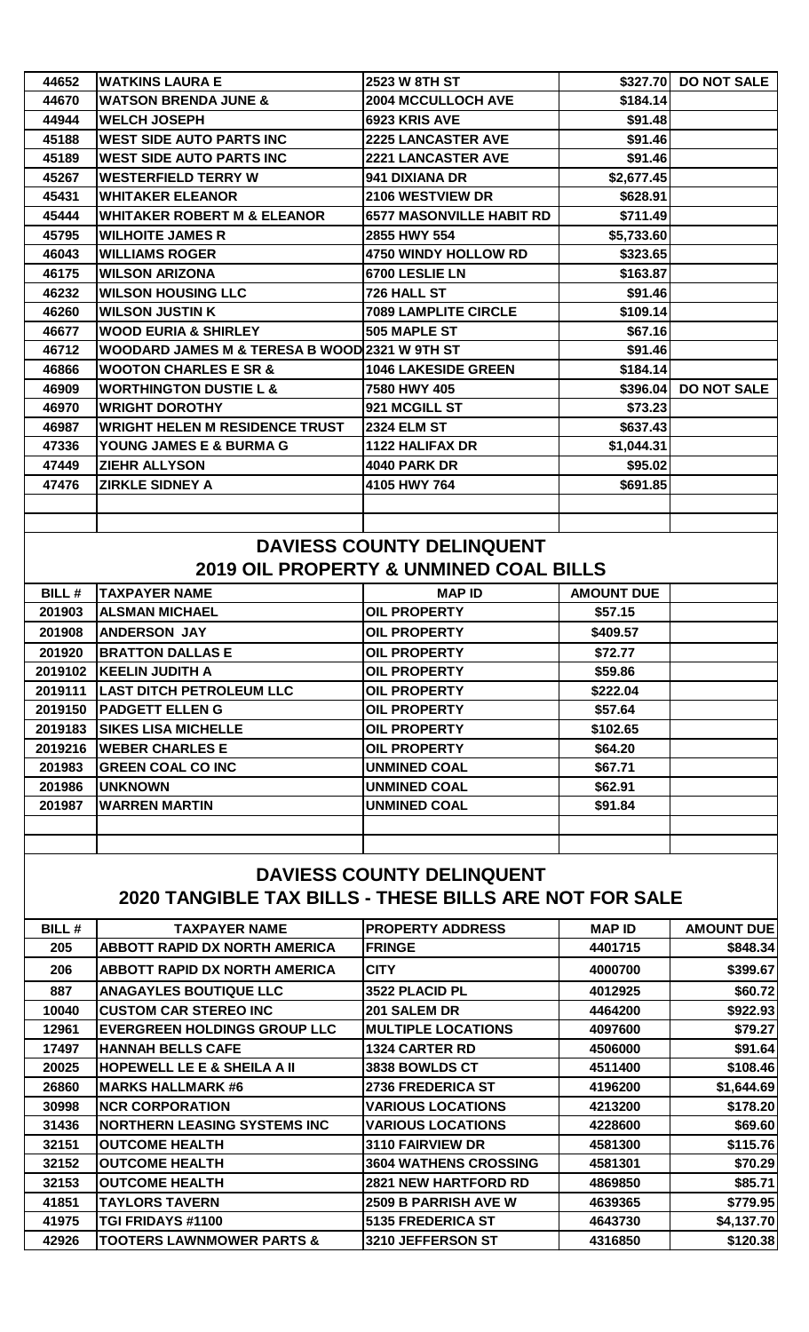| | | | | |
|---|---|---|---|---|
| 44652 | WATKINS LAURA E | 2523 W 8TH ST | $327.70 | DO NOT SALE |
| 44670 | WATSON BRENDA JUNE & | 2004 MCCULLOCH AVE | $184.14 | |
| 44944 | WELCH JOSEPH | 6923 KRIS AVE | $91.48 | |
| 45188 | WEST SIDE AUTO PARTS INC | 2225 LANCASTER AVE | $91.46 | |
| 45189 | WEST SIDE AUTO PARTS INC | 2221 LANCASTER AVE | $91.46 | |
| 45267 | WESTERFIELD TERRY W | 941 DIXIANA DR | $2,677.45 | |
| 45431 | WHITAKER ELEANOR | 2106 WESTVIEW DR | $628.91 | |
| 45444 | WHITAKER ROBERT M & ELEANOR | 6577 MASONVILLE HABIT RD | $711.49 | |
| 45795 | WILHOITE JAMES R | 2855 HWY 554 | $5,733.60 | |
| 46043 | WILLIAMS ROGER | 4750 WINDY HOLLOW RD | $323.65 | |
| 46175 | WILSON ARIZONA | 6700 LESLIE LN | $163.87 | |
| 46232 | WILSON HOUSING LLC | 726 HALL ST | $91.46 | |
| 46260 | WILSON JUSTIN K | 7089 LAMPLITE CIRCLE | $109.14 | |
| 46677 | WOOD EURIA & SHIRLEY | 505 MAPLE ST | $67.16 | |
| 46712 | WOODARD JAMES M & TERESA B WOOD | 2321 W 9TH ST | $91.46 | |
| 46866 | WOOTON CHARLES E SR & | 1046 LAKESIDE GREEN | $184.14 | |
| 46909 | WORTHINGTON DUSTIE L & | 7580 HWY 405 | $396.04 | DO NOT SALE |
| 46970 | WRIGHT DOROTHY | 921 MCGILL ST | $73.23 | |
| 46987 | WRIGHT HELEN M RESIDENCE TRUST | 2324 ELM ST | $637.43 | |
| 47336 | YOUNG JAMES E & BURMA G | 1122 HALIFAX DR | $1,044.31 | |
| 47449 | ZIEHR ALLYSON | 4040 PARK DR | $95.02 | |
| 47476 | ZIRKLE SIDNEY A | 4105 HWY 764 | $691.85 | |

## DAVIESS COUNTY DELINQUENT
## 2019 OIL PROPERTY & UNMINED COAL BILLS

| BILL # | TAXPAYER NAME | MAP ID | AMOUNT DUE |
|---|---|---|---|
| 201903 | ALSMAN MICHAEL | OIL PROPERTY | $57.15 |
| 201908 | ANDERSON JAY | OIL PROPERTY | $409.57 |
| 201920 | BRATTON DALLAS E | OIL PROPERTY | $72.77 |
| 2019102 | KEELIN JUDITH A | OIL PROPERTY | $59.86 |
| 2019111 | LAST DITCH PETROLEUM LLC | OIL PROPERTY | $222.04 |
| 2019150 | PADGETT ELLEN G | OIL PROPERTY | $57.64 |
| 2019183 | SIKES LISA MICHELLE | OIL PROPERTY | $102.65 |
| 2019216 | WEBER CHARLES E | OIL PROPERTY | $64.20 |
| 201983 | GREEN COAL CO INC | UNMINED COAL | $67.71 |
| 201986 | UNKNOWN | UNMINED COAL | $62.91 |
| 201987 | WARREN MARTIN | UNMINED COAL | $91.84 |

## DAVIESS COUNTY DELINQUENT
## 2020 TANGIBLE TAX BILLS - THESE BILLS ARE NOT FOR SALE

| BILL # | TAXPAYER NAME | PROPERTY ADDRESS | MAP ID | AMOUNT DUE |
|---|---|---|---|---|
| 205 | ABBOTT RAPID DX NORTH AMERICA | FRINGE | 4401715 | $848.34 |
| 206 | ABBOTT RAPID DX NORTH AMERICA | CITY | 4000700 | $399.67 |
| 887 | ANAGAYLES BOUTIQUE LLC | 3522 PLACID PL | 4012925 | $60.72 |
| 10040 | CUSTOM CAR STEREO INC | 201 SALEM DR | 4464200 | $922.93 |
| 12961 | EVERGREEN HOLDINGS GROUP LLC | MULTIPLE LOCATIONS | 4097600 | $79.27 |
| 17497 | HANNAH BELLS CAFE | 1324 CARTER RD | 4506000 | $91.64 |
| 20025 | HOPEWELL LE E & SHEILA A II | 3838 BOWLDS CT | 4511400 | $108.46 |
| 26860 | MARKS HALLMARK #6 | 2736 FREDERICA ST | 4196200 | $1,644.69 |
| 30998 | NCR CORPORATION | VARIOUS LOCATIONS | 4213200 | $178.20 |
| 31436 | NORTHERN LEASING SYSTEMS INC | VARIOUS LOCATIONS | 4228600 | $69.60 |
| 32151 | OUTCOME HEALTH | 3110 FAIRVIEW DR | 4581300 | $115.76 |
| 32152 | OUTCOME HEALTH | 3604 WATHENS CROSSING | 4581301 | $70.29 |
| 32153 | OUTCOME HEALTH | 2821 NEW HARTFORD RD | 4869850 | $85.71 |
| 41851 | TAYLORS TAVERN | 2509 B PARRISH AVE W | 4639365 | $779.95 |
| 41975 | TGI FRIDAYS #1100 | 5135 FREDERICA ST | 4643730 | $4,137.70 |
| 42926 | TOOTERS LAWNMOWER PARTS & | 3210 JEFFERSON ST | 4316850 | $120.38 |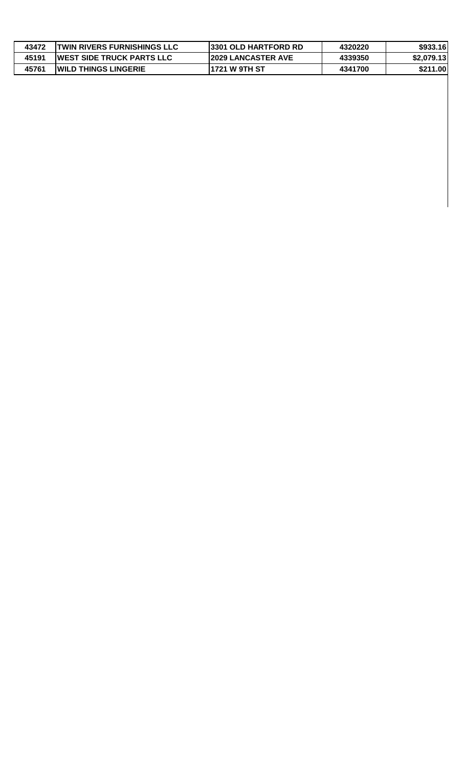| | | | | |
|---|---|---|---|---|
| 43472 | TWIN RIVERS FURNISHINGS LLC | 3301 OLD HARTFORD RD | 4320220 | $933.16 |
| 45191 | WEST SIDE TRUCK PARTS LLC | 2029 LANCASTER AVE | 4339350 | $2,079.13 |
| 45761 | WILD THINGS LINGERIE | 1721 W 9TH ST | 4341700 | $211.00 |